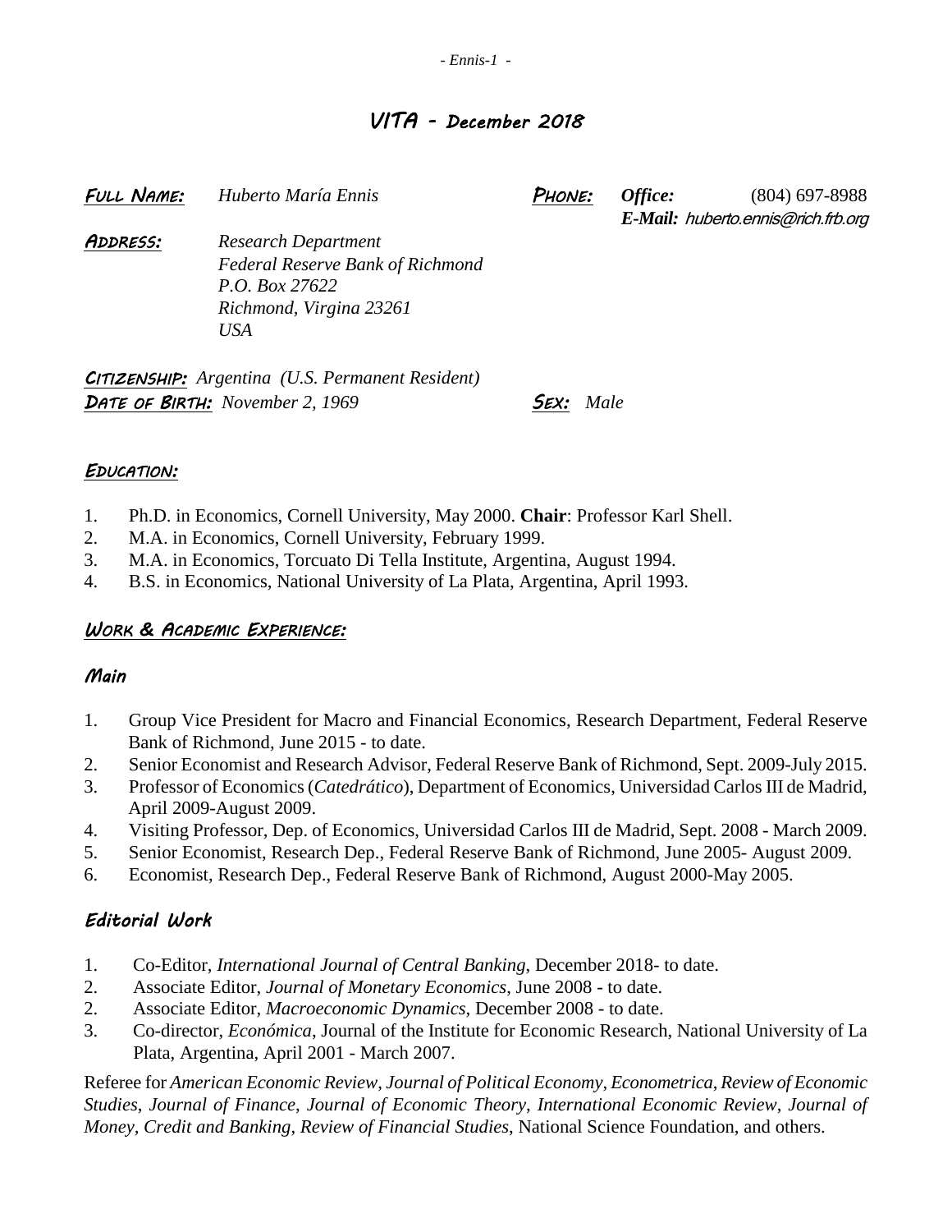# VITA - December 2018

**Full Name:** *Huberto María Ennis*

**Phone:** ***Office:*** (804) 697-8988
***E-Mail:*** *huberto.ennis@rich.frb.org*

**Address:** *Research Department*
*Federal Reserve Bank of Richmond*
*P.O. Box 27622*
*Richmond, Virgina 23261*
*USA*

**Citizenship:** *Argentina (U.S. Permanent Resident)*

**Date of Birth:** *November 2, 1969*

**Sex:** *Male*

## Education:

1. Ph.D. in Economics, Cornell University, May 2000. **Chair**: Professor Karl Shell.
2. M.A. in Economics, Cornell University, February 1999.
3. M.A. in Economics, Torcuato Di Tella Institute, Argentina, August 1994.
4. B.S. in Economics, National University of La Plata, Argentina, April 1993.

## Work & Academic Experience:

### Main

1. Group Vice President for Macro and Financial Economics, Research Department, Federal Reserve Bank of Richmond, June 2015 - to date.
2. Senior Economist and Research Advisor, Federal Reserve Bank of Richmond, Sept. 2009-July 2015.
3. Professor of Economics (*Catedrático*), Department of Economics, Universidad Carlos III de Madrid, April 2009-August 2009.
4. Visiting Professor, Dep. of Economics, Universidad Carlos III de Madrid, Sept. 2008 - March 2009.
5. Senior Economist, Research Dep., Federal Reserve Bank of Richmond, June 2005- August 2009.
6. Economist, Research Dep., Federal Reserve Bank of Richmond, August 2000-May 2005.

### Editorial Work

1. Co-Editor, *International Journal of Central Banking*, December 2018- to date.
2. Associate Editor, *Journal of Monetary Economics*, June 2008 - to date.
2. Associate Editor, *Macroeconomic Dynamics*, December 2008 - to date.
3. Co-director, *Económica*, Journal of the Institute for Economic Research, National University of La Plata, Argentina, April 2001 - March 2007.

Referee for *American Economic Review*, *Journal of Political Economy*, *Econometrica*, *Review of Economic Studies*, *Journal of Finance*, *Journal of Economic Theory*, *International Economic Review*, *Journal of Money, Credit and Banking*, *Review of Financial Studies*, National Science Foundation, and others.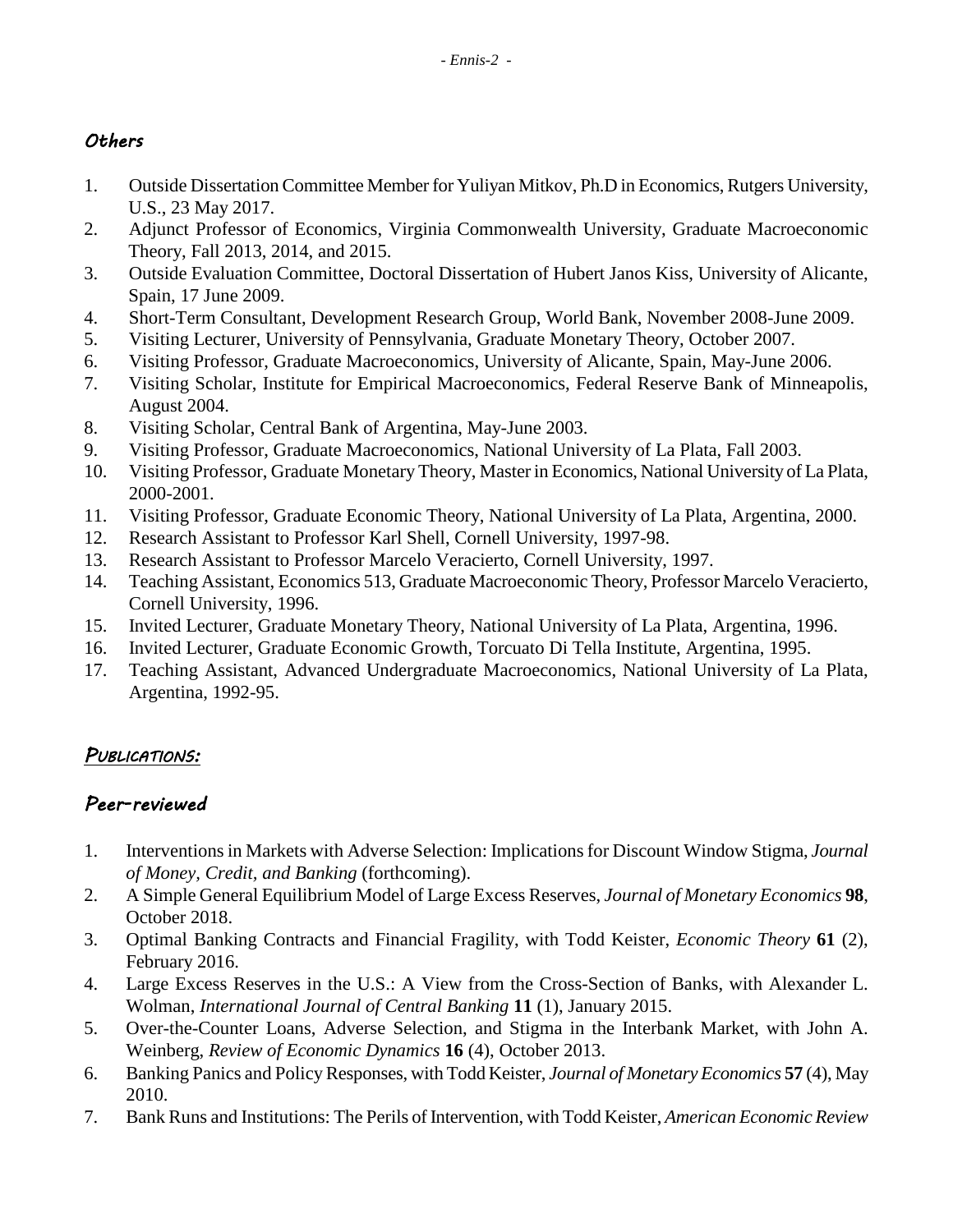### *Others*

1. Outside Dissertation Committee Member for Yuliyan Mitkov, Ph.D in Economics, Rutgers University, U.S., 23 May 2017.
2. Adjunct Professor of Economics, Virginia Commonwealth University, Graduate Macroeconomic Theory, Fall 2013, 2014, and 2015.
3. Outside Evaluation Committee, Doctoral Dissertation of Hubert Janos Kiss, University of Alicante, Spain, 17 June 2009.
4. Short-Term Consultant, Development Research Group, World Bank, November 2008-June 2009.
5. Visiting Lecturer, University of Pennsylvania, Graduate Monetary Theory, October 2007.
6. Visiting Professor, Graduate Macroeconomics, University of Alicante, Spain, May-June 2006.
7. Visiting Scholar, Institute for Empirical Macroeconomics, Federal Reserve Bank of Minneapolis, August 2004.
8. Visiting Scholar, Central Bank of Argentina, May-June 2003.
9. Visiting Professor, Graduate Macroeconomics, National University of La Plata, Fall 2003.
10. Visiting Professor, Graduate Monetary Theory, Master in Economics, National University of La Plata, 2000-2001.
11. Visiting Professor, Graduate Economic Theory, National University of La Plata, Argentina, 2000.
12. Research Assistant to Professor Karl Shell, Cornell University, 1997-98.
13. Research Assistant to Professor Marcelo Veracierto, Cornell University, 1997.
14. Teaching Assistant, Economics 513, Graduate Macroeconomic Theory, Professor Marcelo Veracierto, Cornell University, 1996.
15. Invited Lecturer, Graduate Monetary Theory, National University of La Plata, Argentina, 1996.
16. Invited Lecturer, Graduate Economic Growth, Torcuato Di Tella Institute, Argentina, 1995.
17. Teaching Assistant, Advanced Undergraduate Macroeconomics, National University of La Plata, Argentina, 1992-95.

## PUBLICATIONS:

### *Peer-reviewed*

1. Interventions in Markets with Adverse Selection: Implications for Discount Window Stigma, *Journal of Money, Credit, and Banking* (forthcoming).
2. A Simple General Equilibrium Model of Large Excess Reserves, *Journal of Monetary Economics* **98**, October 2018.
3. Optimal Banking Contracts and Financial Fragility, with Todd Keister, *Economic Theory* **61** (2), February 2016.
4. Large Excess Reserves in the U.S.: A View from the Cross-Section of Banks, with Alexander L. Wolman, *International Journal of Central Banking* **11** (1), January 2015.
5. Over-the-Counter Loans, Adverse Selection, and Stigma in the Interbank Market, with John A. Weinberg, *Review of Economic Dynamics* **16** (4), October 2013.
6. Banking Panics and Policy Responses, with Todd Keister, *Journal of Monetary Economics* **57** (4), May 2010.
7. Bank Runs and Institutions: The Perils of Intervention, with Todd Keister, *American Economic Review*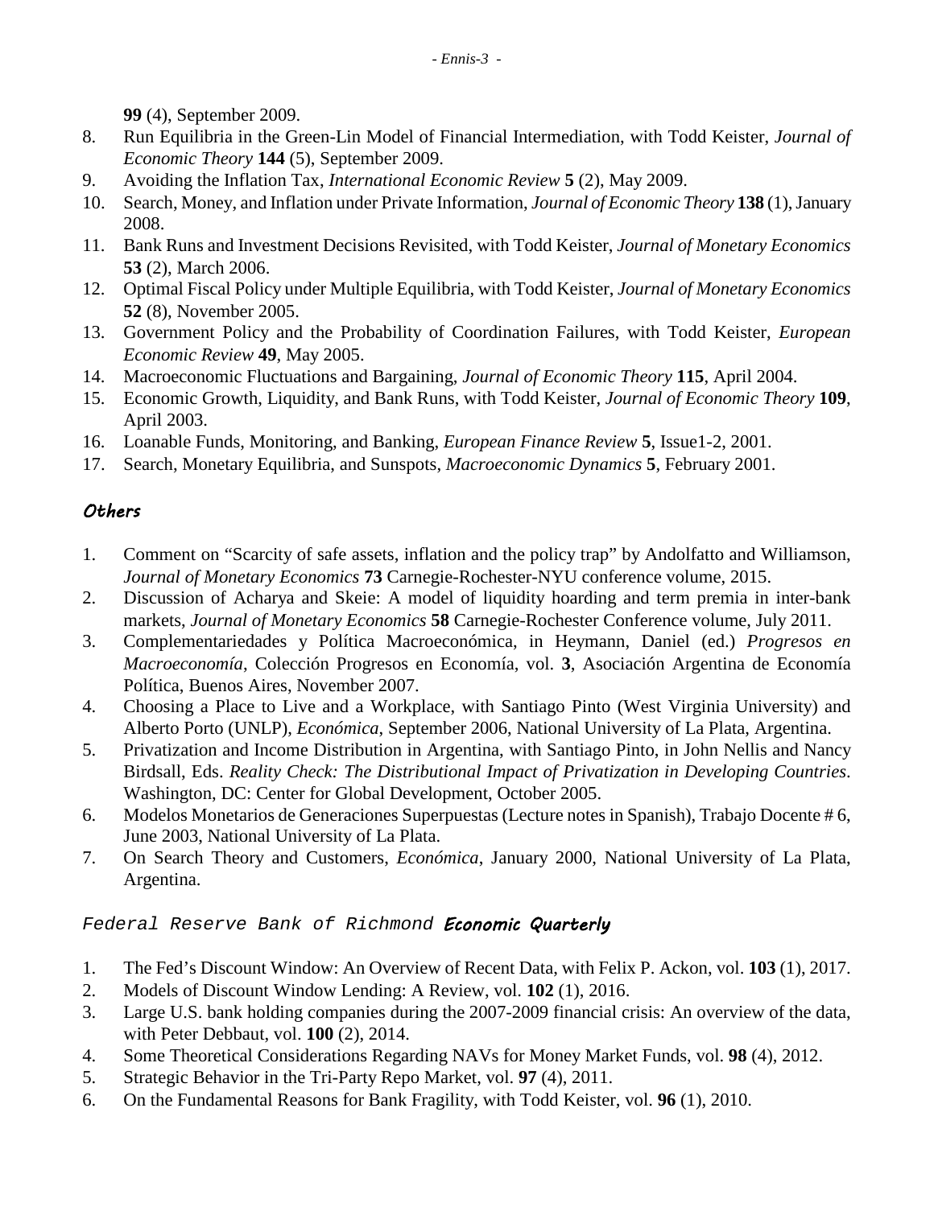**99** (4), September 2009.

8. Run Equilibria in the Green-Lin Model of Financial Intermediation, with Todd Keister, *Journal of Economic Theory* **144** (5), September 2009.
9. Avoiding the Inflation Tax, *International Economic Review* **5** (2), May 2009.
10. Search, Money, and Inflation under Private Information, *Journal of Economic Theory* **138** (1), January 2008.
11. Bank Runs and Investment Decisions Revisited, with Todd Keister, *Journal of Monetary Economics* **53** (2), March 2006.
12. Optimal Fiscal Policy under Multiple Equilibria, with Todd Keister, *Journal of Monetary Economics* **52** (8), November 2005.
13. Government Policy and the Probability of Coordination Failures, with Todd Keister, *European Economic Review* **49**, May 2005.
14. Macroeconomic Fluctuations and Bargaining, *Journal of Economic Theory* **115**, April 2004.
15. Economic Growth, Liquidity, and Bank Runs, with Todd Keister, *Journal of Economic Theory* **109**, April 2003.
16. Loanable Funds, Monitoring, and Banking, *European Finance Review* **5**, Issue1-2, 2001.
17. Search, Monetary Equilibria, and Sunspots, *Macroeconomic Dynamics* **5**, February 2001.

## *Others*

1. Comment on "Scarcity of safe assets, inflation and the policy trap" by Andolfatto and Williamson, *Journal of Monetary Economics* **73** Carnegie-Rochester-NYU conference volume, 2015.
2. Discussion of Acharya and Skeie: A model of liquidity hoarding and term premia in inter-bank markets, *Journal of Monetary Economics* **58** Carnegie-Rochester Conference volume, July 2011.
3. Complementariedades y Política Macroeconómica, in Heymann, Daniel (ed.) *Progresos en Macroeconomía*, Colección Progresos en Economía, vol. **3**, Asociación Argentina de Economía Política, Buenos Aires, November 2007.
4. Choosing a Place to Live and a Workplace, with Santiago Pinto (West Virginia University) and Alberto Porto (UNLP), *Económica*, September 2006, National University of La Plata, Argentina.
5. Privatization and Income Distribution in Argentina, with Santiago Pinto, in John Nellis and Nancy Birdsall, Eds. *Reality Check: The Distributional Impact of Privatization in Developing Countries*. Washington, DC: Center for Global Development, October 2005.
6. Modelos Monetarios de Generaciones Superpuestas (Lecture notes in Spanish), Trabajo Docente # 6, June 2003, National University of La Plata.
7. On Search Theory and Customers, *Económica*, January 2000, National University of La Plata, Argentina.

## Federal Reserve Bank of Richmond *Economic Quarterly*

1. The Fed's Discount Window: An Overview of Recent Data, with Felix P. Ackon, vol. **103** (1), 2017.
2. Models of Discount Window Lending: A Review, vol. **102** (1), 2016.
3. Large U.S. bank holding companies during the 2007-2009 financial crisis: An overview of the data, with Peter Debbaut, vol. **100** (2), 2014.
4. Some Theoretical Considerations Regarding NAVs for Money Market Funds, vol. **98** (4), 2012.
5. Strategic Behavior in the Tri-Party Repo Market, vol. **97** (4), 2011.
6. On the Fundamental Reasons for Bank Fragility, with Todd Keister, vol. **96** (1), 2010.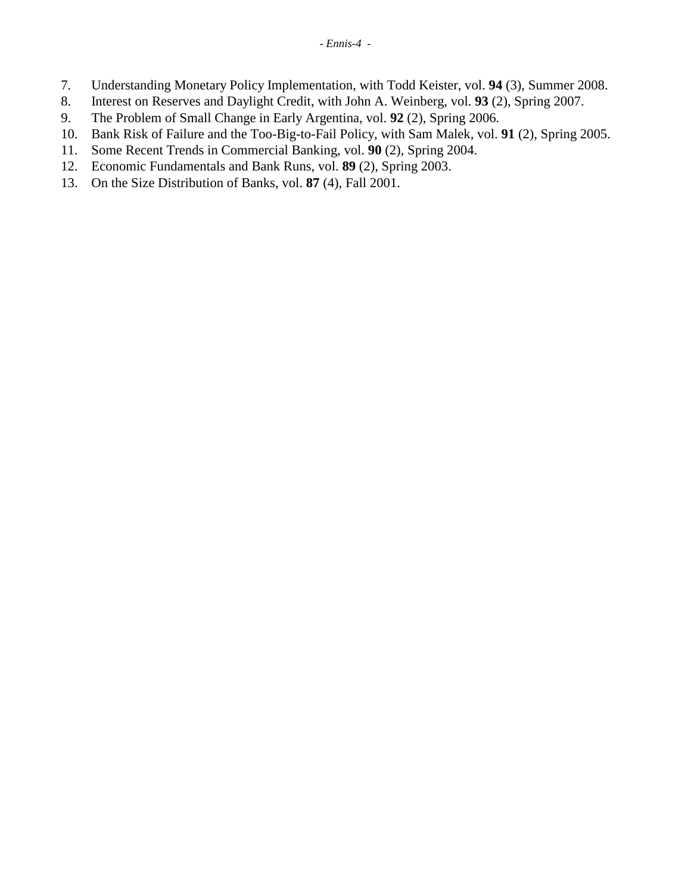7. Understanding Monetary Policy Implementation, with Todd Keister, vol. **94** (3), Summer 2008.
8. Interest on Reserves and Daylight Credit, with John A. Weinberg, vol. **93** (2), Spring 2007.
9. The Problem of Small Change in Early Argentina, vol. **92** (2), Spring 2006.
10. Bank Risk of Failure and the Too-Big-to-Fail Policy, with Sam Malek, vol. **91** (2), Spring 2005.
11. Some Recent Trends in Commercial Banking, vol. **90** (2), Spring 2004.
12. Economic Fundamentals and Bank Runs, vol. **89** (2), Spring 2003.
13. On the Size Distribution of Banks, vol. **87** (4), Fall 2001.